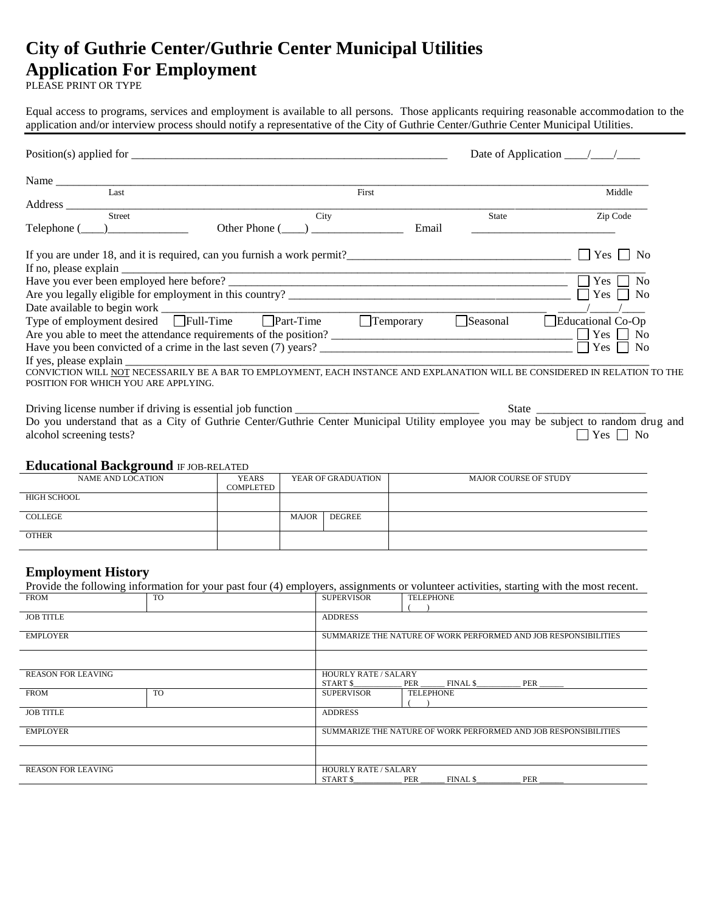# City of Guthrie Center/Guthrie Center Municipal Utilities
# Application For Employment

PLEASE PRINT OR TYPE

Equal access to programs, services and employment is available to all persons. Those applicants requiring reasonable accommodation to the application and/or interview process should notify a representative of the City of Guthrie Center/Guthrie Center Municipal Utilities.

Position(s) applied for ________________________________________________________ Date of Application ____/____/____

Name ______________________________________________________________________________________________
Last First Middle

Address ____________________________________________________________________________________________
Street City State Zip Code

Telephone (____)______________ Other Phone (____) ________________ Email _________________________

If you are under 18, and it is required, can you furnish a work permit?_____________________________________ ☐ Yes ☐ No

If no, please explain ________________________________________________________________________________

Have you ever been employed here before? ____________________________________________________________ ☐ Yes ☐ No

Are you legally eligible for employment in this country? _________________________________________________ ☐ Yes ☐ No

Date available to begin work ___________________________________________________________________ _____/_____/____

Type of employment desired ☐Full-Time ☐Part-Time ☐Temporary ☐Seasonal ☐Educational Co-Op

Are you able to meet the attendance requirements of the position? ___________________________________________ ☐ Yes ☐ No

Have you been convicted of a crime in the last seven (7) years? _____________________________________________ ☐ Yes ☐ No

If yes, please explain _________________________________________________________________________________

CONVICTION WILL NOT NECESSARILY BE A BAR TO EMPLOYMENT, EACH INSTANCE AND EXPLANATION WILL BE CONSIDERED IN RELATION TO THE POSITION FOR WHICH YOU ARE APPLYING.

Driving license number if driving is essential job function _______________________________ State __________________

Do you understand that as a City of Guthrie Center/Guthrie Center Municipal Utility employee you may be subject to random drug and alcohol screening tests? ☐ Yes ☐ No

## Educational Background IF JOB-RELATED

| NAME AND LOCATION | YEARS COMPLETED | YEAR OF GRADUATION | | MAJOR COURSE OF STUDY |
|---|---|---|---|---|
| HIGH SCHOOL | | | | |
| COLLEGE | | MAJOR | DEGREE | |
| OTHER | | | | |

## Employment History

Provide the following information for your past four (4) employers, assignments or volunteer activities, starting with the most recent.

| FROM | TO | SUPERVISOR | TELEPHONE ( ) |
|---|---|---|---|
| JOB TITLE | | ADDRESS | |
| EMPLOYER | | SUMMARIZE THE NATURE OF WORK PERFORMED AND JOB RESPONSIBILITIES | |
| | | | |
| REASON FOR LEAVING | | HOURLY RATE / SALARY START $___________ PER ______ FINAL $__________ PER ______ | |

| FROM | TO | SUPERVISOR | TELEPHONE ( ) |
|---|---|---|---|
| JOB TITLE | | ADDRESS | |
| EMPLOYER | | SUMMARIZE THE NATURE OF WORK PERFORMED AND JOB RESPONSIBILITIES | |
| | | | |
| REASON FOR LEAVING | | HOURLY RATE / SALARY START $___________ PER ______ FINAL $__________ PER ______ | |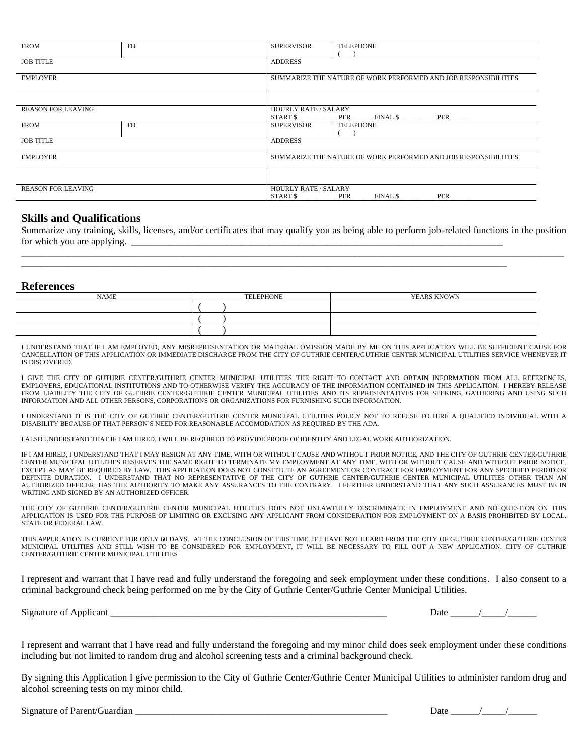| | | | |
|---|---|---|---|
| FROM | TO | SUPERVISOR | TELEPHONE ( ) |
| JOB TITLE | | ADDRESS | |
| EMPLOYER | | SUMMARIZE THE NATURE OF WORK PERFORMED AND JOB RESPONSIBILITIES | |
| | | | |
| REASON FOR LEAVING | | HOURLY RATE / SALARY START $\_\_\_\_\_\_\_\_\_\_\_ PER \_\_\_\_\_\_ FINAL $\_\_\_\_\_\_\_\_\_\_ PER \_\_\_\_\_\_ | |
| FROM | TO | SUPERVISOR | TELEPHONE ( ) |
| JOB TITLE | | ADDRESS | |
| EMPLOYER | | SUMMARIZE THE NATURE OF WORK PERFORMED AND JOB RESPONSIBILITIES | |
| | | | |
| REASON FOR LEAVING | | HOURLY RATE / SALARY START $\_\_\_\_\_\_\_\_\_\_\_ PER \_\_\_\_\_\_ FINAL $\_\_\_\_\_\_\_\_\_\_ PER \_\_\_\_\_\_ | |

## Skills and Qualifications

Summarize any training, skills, licenses, and/or certificates that may qualify you as being able to perform job-related functions in the position for which you are applying. \_\_\_\_\_\_\_\_\_\_\_\_\_\_\_\_\_\_\_\_\_\_\_\_\_\_\_\_\_\_\_\_\_\_\_\_\_\_\_\_\_\_\_\_\_\_\_\_\_\_\_\_\_\_\_\_\_\_\_\_\_\_\_\_\_\_\_\_\_\_\_\_\_\_\_\_\_\_

\_\_\_\_\_\_\_\_\_\_\_\_\_\_\_\_\_\_\_\_\_\_\_\_\_\_\_\_\_\_\_\_\_\_\_\_\_\_\_\_\_\_\_\_\_\_\_\_\_\_\_\_\_\_\_\_\_\_\_\_\_\_\_\_\_\_\_\_\_\_\_\_\_\_\_\_\_\_\_\_\_\_\_\_\_\_\_\_\_\_\_\_\_\_\_\_\_\_\_\_\_\_\_\_\_\_\_\_

\_\_\_\_\_\_\_\_\_\_\_\_\_\_\_\_\_\_\_\_\_\_\_\_\_\_\_\_\_\_\_\_\_\_\_\_\_\_\_\_\_\_\_\_\_\_\_\_\_\_\_\_\_\_\_\_\_\_\_\_\_\_\_\_\_\_\_\_\_\_\_\_\_\_\_\_\_\_\_\_\_\_\_\_\_\_\_\_\_\_\_\_\_\_\_\_\_\_\_

## References

| NAME | TELEPHONE | YEARS KNOWN |
|---|---|---|
| | ( ) | |
| | ( ) | |
| | ( ) | |

I UNDERSTAND THAT IF I AM EMPLOYED, ANY MISREPRESENTATION OR MATERIAL OMISSION MADE BY ME ON THIS APPLICATION WILL BE SUFFICIENT CAUSE FOR CANCELLATION OF THIS APPLICATION OR IMMEDIATE DISCHARGE FROM THE CITY OF GUTHRIE CENTER/GUTHRIE CENTER MUNICIPAL UTILITIES SERVICE WHENEVER IT IS DISCOVERED.

I GIVE THE CITY OF GUTHRIE CENTER/GUTHRIE CENTER MUNICIPAL UTILITIES THE RIGHT TO CONTACT AND OBTAIN INFORMATION FROM ALL REFERENCES, EMPLOYERS, EDUCATIONAL INSTITUTIONS AND TO OTHERWISE VERIFY THE ACCURACY OF THE INFORMATION CONTAINED IN THIS APPLICATION. I HEREBY RELEASE FROM LIABILITY THE CITY OF GUTHRIE CENTER/GUTHRIE CENTER MUNICIPAL UTILITIES AND ITS REPRESENTATIVES FOR SEEKING, GATHERING AND USING SUCH INFORMATION AND ALL OTHER PERSONS, CORPORATIONS OR ORGANIZATIONS FOR FURNISHING SUCH INFORMATION.

I UNDERSTAND IT IS THE CITY OF GUTHRIE CENTER/GUTHRIE CENTER MUNICIPAL UTILITIES POLICY NOT TO REFUSE TO HIRE A QUALIFIED INDIVIDUAL WITH A DISABILITY BECAUSE OF THAT PERSON'S NEED FOR REASONABLE ACCOMODATION AS REQUIRED BY THE ADA.

I ALSO UNDERSTAND THAT IF I AM HIRED, I WILL BE REQUIRED TO PROVIDE PROOF OF IDENTITY AND LEGAL WORK AUTHORIZATION.

IF I AM HIRED, I UNDERSTAND THAT I MAY RESIGN AT ANY TIME, WITH OR WITHOUT CAUSE AND WITHOUT PRIOR NOTICE, AND THE CITY OF GUTHRIE CENTER/GUTHRIE CENTER MUNICIPAL UTILITIES RESERVES THE SAME RIGHT TO TERMINATE MY EMPLOYMENT AT ANY TIME, WITH OR WITHOUT CAUSE AND WITHOUT PRIOR NOTICE, EXCEPT AS MAY BE REQUIRED BY LAW. THIS APPLICATION DOES NOT CONSTITUTE AN AGREEMENT OR CONTRACT FOR EMPLOYMENT FOR ANY SPECIFIED PERIOD OR DEFINITE DURATION. I UNDERSTAND THAT NO REPRESENTATIVE OF THE CITY OF GUTHRIE CENTER/GUTHRIE CENTER MUNICIPAL UTILITIES OTHER THAN AN AUTHORIZED OFFICER, HAS THE AUTHORITY TO MAKE ANY ASSURANCES TO THE CONTRARY. I FURTHER UNDERSTAND THAT ANY SUCH ASSURANCES MUST BE IN WRITING AND SIGNED BY AN AUTHORIZED OFFICER.

THE CITY OF GUTHRIE CENTER/GUTHRIE CENTER MUNICIPAL UTILITIES DOES NOT UNLAWFULLY DISCRIMINATE IN EMPLOYMENT AND NO QUESTION ON THIS APPLICATION IS USED FOR THE PURPOSE OF LIMITING OR EXCUSING ANY APPLICANT FROM CONSIDERATION FOR EMPLOYMENT ON A BASIS PROHIBITED BY LOCAL, STATE OR FEDERAL LAW.

THIS APPLICATION IS CURRENT FOR ONLY 60 DAYS. AT THE CONCLUSION OF THIS TIME, IF I HAVE NOT HEARD FROM THE CITY OF GUTHRIE CENTER/GUTHRIE CENTER MUNICIPAL UTILITIES AND STILL WISH TO BE CONSIDERED FOR EMPLOYMENT, IT WILL BE NECESSARY TO FILL OUT A NEW APPLICATION. CITY OF GUTHRIE CENTER/GUTHRIE CENTER MUNICIPAL UTILITIES

I represent and warrant that I have read and fully understand the foregoing and seek employment under these conditions. I also consent to a criminal background check being performed on me by the City of Guthrie Center/Guthrie Center Municipal Utilities.

Signature of Applicant \_\_\_\_\_\_\_\_\_\_\_\_\_\_\_\_\_\_\_\_\_\_\_\_\_\_\_\_\_\_\_\_\_\_\_\_\_\_\_\_\_\_\_\_\_\_\_\_\_\_\_\_\_\_\_\_\_\_\_\_ Date \_\_\_\_\_\_/\_\_\_\_\_/\_\_\_\_\_\_

I represent and warrant that I have read and fully understand the foregoing and my minor child does seek employment under these conditions including but not limited to random drug and alcohol screening tests and a criminal background check.

By signing this Application I give permission to the City of Guthrie Center/Guthrie Center Municipal Utilities to administer random drug and alcohol screening tests on my minor child.

Signature of Parent/Guardian \_\_\_\_\_\_\_\_\_\_\_\_\_\_\_\_\_\_\_\_\_\_\_\_\_\_\_\_\_\_\_\_\_\_\_\_\_\_\_\_\_\_\_\_\_\_\_\_\_\_\_\_\_\_\_\_ Date \_\_\_\_\_\_/\_\_\_\_\_/\_\_\_\_\_\_